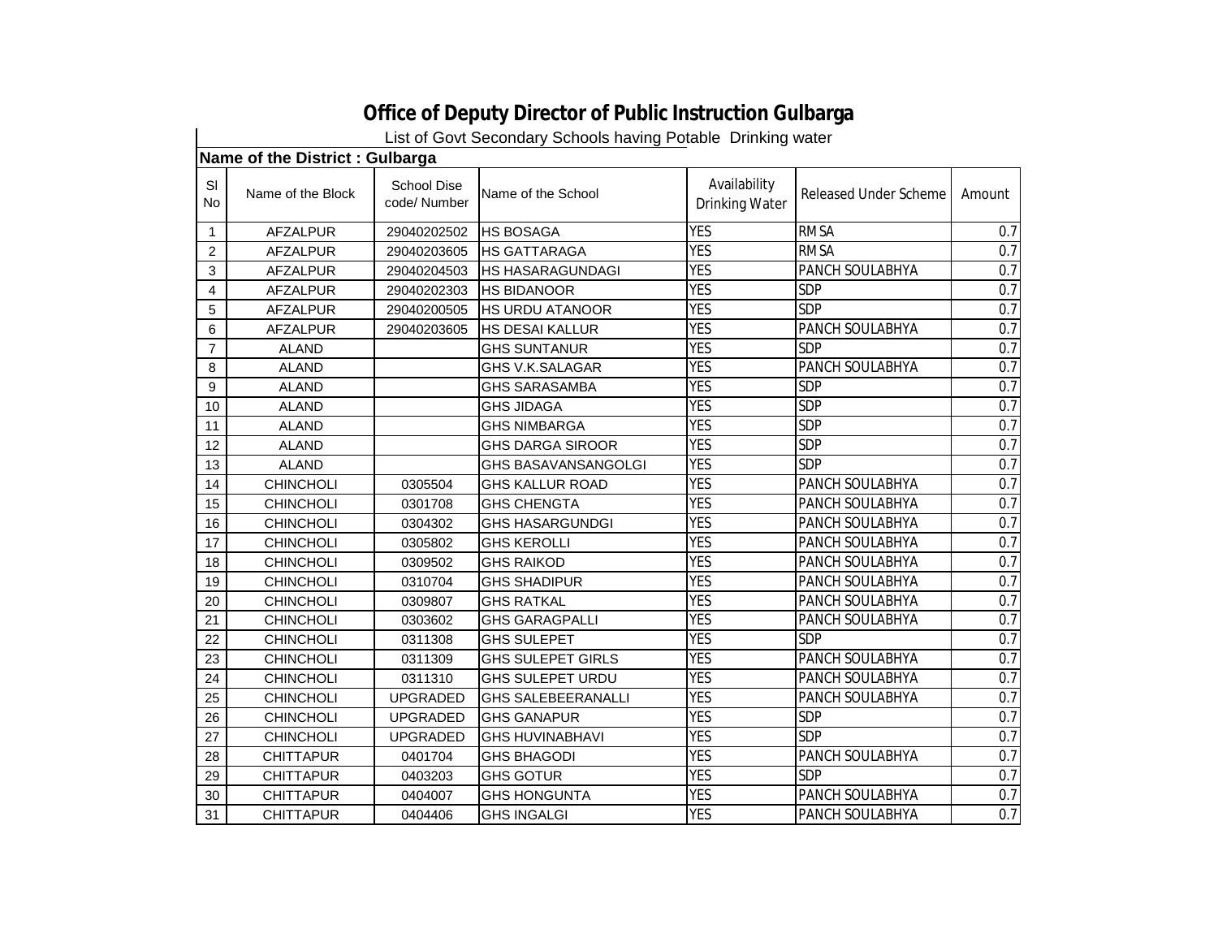# Office of Deputy Director of Public Instruction Gulbarga

List of Govt Secondary Schools having Potable Drinking water

**Name of the District : Gulbarga**

| Sl No | Name of the Block | School Dise code/ Number | Name of the School | Availability Drinking Water | Released Under Scheme | Amount |
|---|---|---|---|---|---|---|
| 1 | AFZALPUR | 29040202502 | HS BOSAGA | YES | RMSA | 0.7 |
| 2 | AFZALPUR | 29040203605 | HS GATTARAGA | YES | RMSA | 0.7 |
| 3 | AFZALPUR | 29040204503 | HS HASARAGUNDAGI | YES | PANCH SOULABHYA | 0.7 |
| 4 | AFZALPUR | 29040202303 | HS BIDANOOR | YES | SDP | 0.7 |
| 5 | AFZALPUR | 29040200505 | HS URDU ATANOOR | YES | SDP | 0.7 |
| 6 | AFZALPUR | 29040203605 | HS DESAI KALLUR | YES | PANCH SOULABHYA | 0.7 |
| 7 | ALAND | | GHS SUNTANUR | YES | SDP | 0.7 |
| 8 | ALAND | | GHS V.K.SALAGAR | YES | PANCH SOULABHYA | 0.7 |
| 9 | ALAND | | GHS SARASAMBA | YES | SDP | 0.7 |
| 10 | ALAND | | GHS JIDAGA | YES | SDP | 0.7 |
| 11 | ALAND | | GHS NIMBARGA | YES | SDP | 0.7 |
| 12 | ALAND | | GHS DARGA SIROOR | YES | SDP | 0.7 |
| 13 | ALAND | | GHS BASAVANSANGOLGI | YES | SDP | 0.7 |
| 14 | CHINCHOLI | 0305504 | GHS KALLUR ROAD | YES | PANCH SOULABHYA | 0.7 |
| 15 | CHINCHOLI | 0301708 | GHS CHENGTA | YES | PANCH SOULABHYA | 0.7 |
| 16 | CHINCHOLI | 0304302 | GHS HASARGUNDGI | YES | PANCH SOULABHYA | 0.7 |
| 17 | CHINCHOLI | 0305802 | GHS KEROLLI | YES | PANCH SOULABHYA | 0.7 |
| 18 | CHINCHOLI | 0309502 | GHS RAIKOD | YES | PANCH SOULABHYA | 0.7 |
| 19 | CHINCHOLI | 0310704 | GHS SHADIPUR | YES | PANCH SOULABHYA | 0.7 |
| 20 | CHINCHOLI | 0309807 | GHS RATKAL | YES | PANCH SOULABHYA | 0.7 |
| 21 | CHINCHOLI | 0303602 | GHS GARAGPALLI | YES | PANCH SOULABHYA | 0.7 |
| 22 | CHINCHOLI | 0311308 | GHS SULEPET | YES | SDP | 0.7 |
| 23 | CHINCHOLI | 0311309 | GHS SULEPET GIRLS | YES | PANCH SOULABHYA | 0.7 |
| 24 | CHINCHOLI | 0311310 | GHS SULEPET URDU | YES | PANCH SOULABHYA | 0.7 |
| 25 | CHINCHOLI | UPGRADED | GHS SALEBEERANALLI | YES | PANCH SOULABHYA | 0.7 |
| 26 | CHINCHOLI | UPGRADED | GHS GANAPUR | YES | SDP | 0.7 |
| 27 | CHINCHOLI | UPGRADED | GHS HUVINABHAVI | YES | SDP | 0.7 |
| 28 | CHITTAPUR | 0401704 | GHS BHAGODI | YES | PANCH SOULABHYA | 0.7 |
| 29 | CHITTAPUR | 0403203 | GHS GOTUR | YES | SDP | 0.7 |
| 30 | CHITTAPUR | 0404007 | GHS HONGUNTA | YES | PANCH SOULABHYA | 0.7 |
| 31 | CHITTAPUR | 0404406 | GHS INGALGI | YES | PANCH SOULABHYA | 0.7 |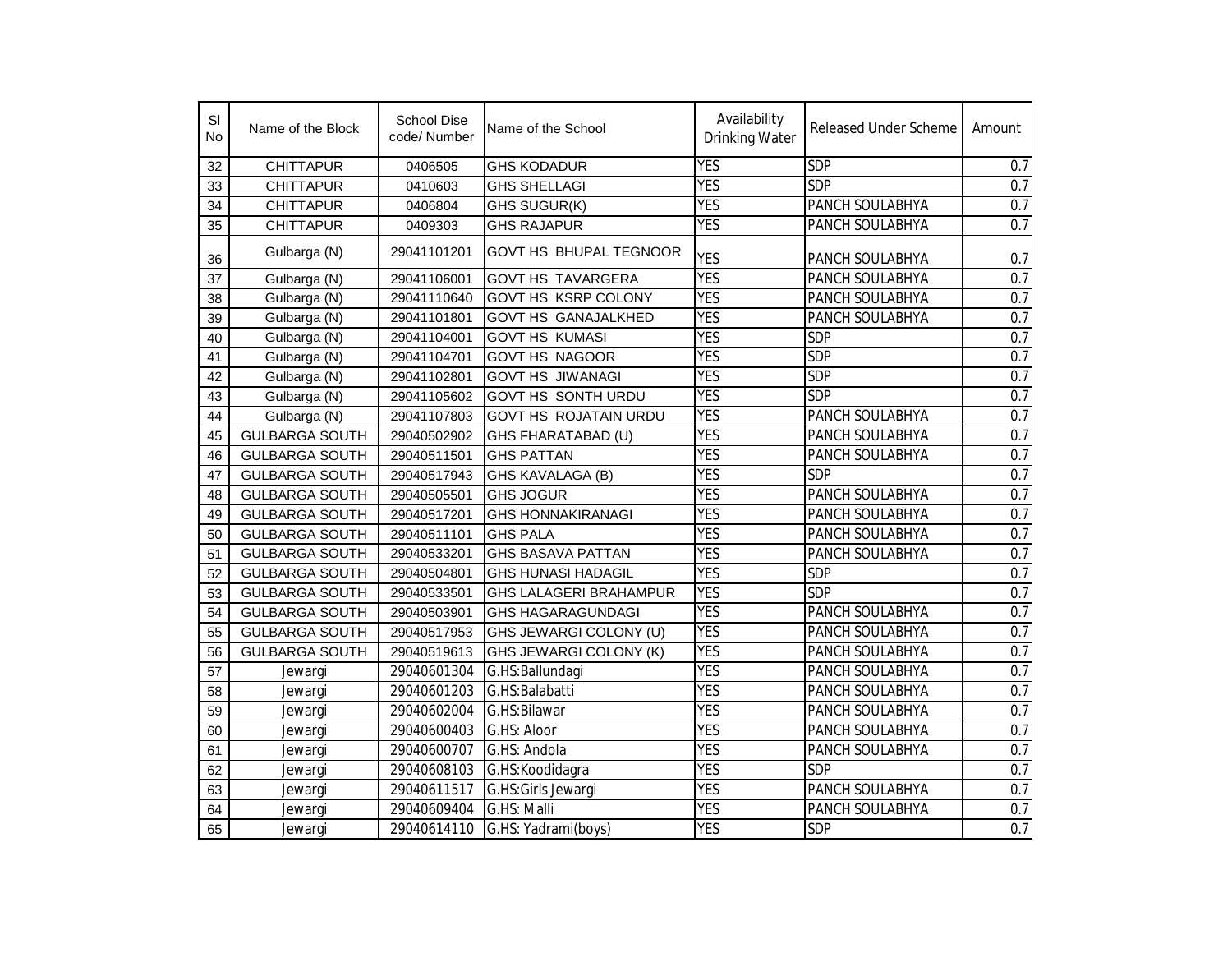| Sl No | Name of the Block | School Dise code/ Number | Name of the School | Availability Drinking Water | Released Under Scheme | Amount |
|---|---|---|---|---|---|---|
| 32 | CHITTAPUR | 0406505 | GHS KODADUR | YES | SDP | 0.7 |
| 33 | CHITTAPUR | 0410603 | GHS SHELLAGI | YES | SDP | 0.7 |
| 34 | CHITTAPUR | 0406804 | GHS SUGUR(K) | YES | PANCH SOULABHYA | 0.7 |
| 35 | CHITTAPUR | 0409303 | GHS RAJAPUR | YES | PANCH SOULABHYA | 0.7 |
| 36 | Gulbarga (N) | 29041101201 | GOVT HS BHUPAL TEGNOOR | YES | PANCH SOULABHYA | 0.7 |
| 37 | Gulbarga (N) | 29041106001 | GOVT HS TAVARGERA | YES | PANCH SOULABHYA | 0.7 |
| 38 | Gulbarga (N) | 29041110640 | GOVT HS KSRP COLONY | YES | PANCH SOULABHYA | 0.7 |
| 39 | Gulbarga (N) | 29041101801 | GOVT HS GANAJALKHED | YES | PANCH SOULABHYA | 0.7 |
| 40 | Gulbarga (N) | 29041104001 | GOVT HS KUMASI | YES | SDP | 0.7 |
| 41 | Gulbarga (N) | 29041104701 | GOVT HS NAGOOR | YES | SDP | 0.7 |
| 42 | Gulbarga (N) | 29041102801 | GOVT HS JIWANAGI | YES | SDP | 0.7 |
| 43 | Gulbarga (N) | 29041105602 | GOVT HS SONTH URDU | YES | SDP | 0.7 |
| 44 | Gulbarga (N) | 29041107803 | GOVT HS ROJATAIN URDU | YES | PANCH SOULABHYA | 0.7 |
| 45 | GULBARGA SOUTH | 29040502902 | GHS FHARATABAD (U) | YES | PANCH SOULABHYA | 0.7 |
| 46 | GULBARGA SOUTH | 29040511501 | GHS PATTAN | YES | PANCH SOULABHYA | 0.7 |
| 47 | GULBARGA SOUTH | 29040517943 | GHS KAVALAGA (B) | YES | SDP | 0.7 |
| 48 | GULBARGA SOUTH | 29040505501 | GHS JOGUR | YES | PANCH SOULABHYA | 0.7 |
| 49 | GULBARGA SOUTH | 29040517201 | GHS HONNAKIRANAGI | YES | PANCH SOULABHYA | 0.7 |
| 50 | GULBARGA SOUTH | 29040511101 | GHS PALA | YES | PANCH SOULABHYA | 0.7 |
| 51 | GULBARGA SOUTH | 29040533201 | GHS BASAVA PATTAN | YES | PANCH SOULABHYA | 0.7 |
| 52 | GULBARGA SOUTH | 29040504801 | GHS HUNASI HADAGIL | YES | SDP | 0.7 |
| 53 | GULBARGA SOUTH | 29040533501 | GHS LALAGERI BRAHAMPUR | YES | SDP | 0.7 |
| 54 | GULBARGA SOUTH | 29040503901 | GHS HAGARAGUNDAGI | YES | PANCH SOULABHYA | 0.7 |
| 55 | GULBARGA SOUTH | 29040517953 | GHS JEWARGI COLONY (U) | YES | PANCH SOULABHYA | 0.7 |
| 56 | GULBARGA SOUTH | 29040519613 | GHS JEWARGI COLONY (K) | YES | PANCH SOULABHYA | 0.7 |
| 57 | Jewargi | 29040601304 | G.HS:Ballundagi | YES | PANCH SOULABHYA | 0.7 |
| 58 | Jewargi | 29040601203 | G.HS:Balabatti | YES | PANCH SOULABHYA | 0.7 |
| 59 | Jewargi | 29040602004 | G.HS:Bilawar | YES | PANCH SOULABHYA | 0.7 |
| 60 | Jewargi | 29040600403 | G.HS: Aloor | YES | PANCH SOULABHYA | 0.7 |
| 61 | Jewargi | 29040600707 | G.HS: Andola | YES | PANCH SOULABHYA | 0.7 |
| 62 | Jewargi | 29040608103 | G.HS:Koodidagra | YES | SDP | 0.7 |
| 63 | Jewargi | 29040611517 | G.HS:Girls Jewargi | YES | PANCH SOULABHYA | 0.7 |
| 64 | Jewargi | 29040609404 | G.HS: Malli | YES | PANCH SOULABHYA | 0.7 |
| 65 | Jewargi | 29040614110 | G.HS: Yadrami(boys) | YES | SDP | 0.7 |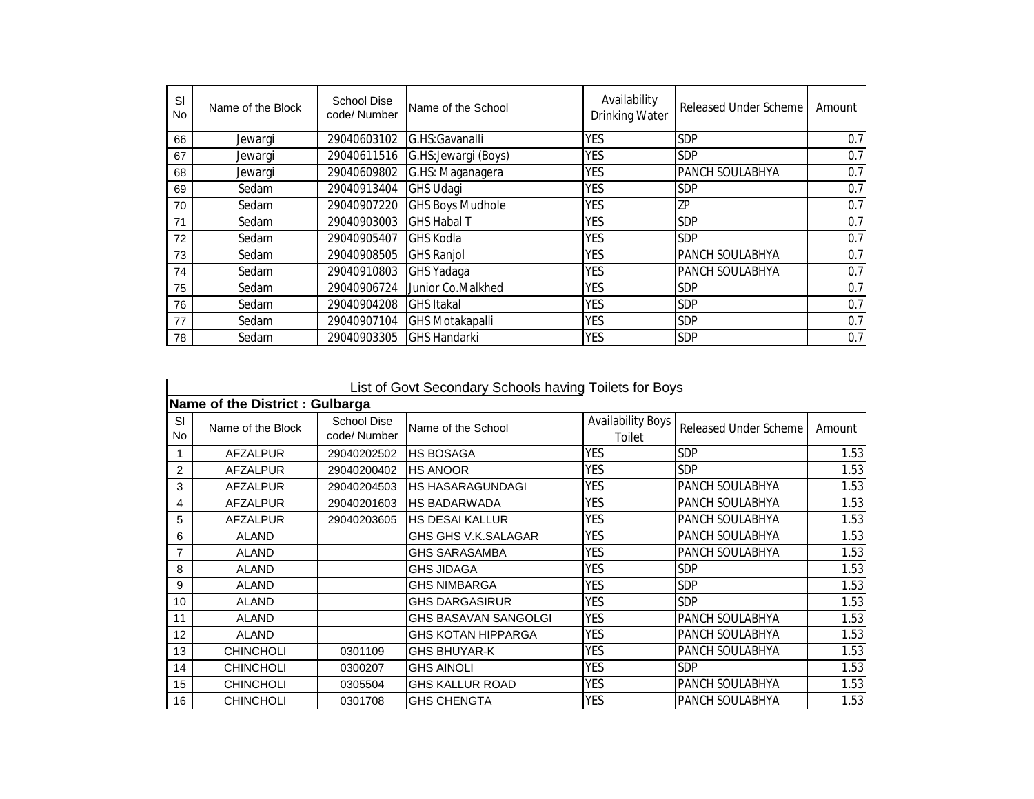| Sl No | Name of the Block | School Dise code/ Number | Name of the School | Availability Drinking Water | Released Under Scheme | Amount |
|---|---|---|---|---|---|---|
| 66 | Jewargi | 29040603102 | G.HS:Gavanalli | YES | SDP | 0.7 |
| 67 | Jewargi | 29040611516 | G.HS:Jewargi (Boys) | YES | SDP | 0.7 |
| 68 | Jewargi | 29040609802 | G.HS: Maganagera | YES | PANCH SOULABHYA | 0.7 |
| 69 | Sedam | 29040913404 | GHS Udagi | YES | SDP | 0.7 |
| 70 | Sedam | 29040907220 | GHS Boys Mudhole | YES | ZP | 0.7 |
| 71 | Sedam | 29040903003 | GHS Habal T | YES | SDP | 0.7 |
| 72 | Sedam | 29040905407 | GHS Kodla | YES | SDP | 0.7 |
| 73 | Sedam | 29040908505 | GHS Ranjol | YES | PANCH SOULABHYA | 0.7 |
| 74 | Sedam | 29040910803 | GHS Yadaga | YES | PANCH SOULABHYA | 0.7 |
| 75 | Sedam | 29040906724 | Junior Co.Malkhed | YES | SDP | 0.7 |
| 76 | Sedam | 29040904208 | GHS Itakal | YES | SDP | 0.7 |
| 77 | Sedam | 29040907104 | GHS Motakapalli | YES | SDP | 0.7 |
| 78 | Sedam | 29040903305 | GHS Handarki | YES | SDP | 0.7 |

## List of Govt Secondary Schools having Toilets for Boys

**Name of the District : Gulbarga**

| Sl No | Name of the Block | School Dise code/ Number | Name of the School | Availability Boys Toilet | Released Under Scheme | Amount |
|---|---|---|---|---|---|---|
| 1 | AFZALPUR | 29040202502 | HS BOSAGA | YES | SDP | 1.53 |
| 2 | AFZALPUR | 29040200402 | HS ANOOR | YES | SDP | 1.53 |
| 3 | AFZALPUR | 29040204503 | HS HASARAGUNDAGI | YES | PANCH SOULABHYA | 1.53 |
| 4 | AFZALPUR | 29040201603 | HS BADARWADA | YES | PANCH SOULABHYA | 1.53 |
| 5 | AFZALPUR | 29040203605 | HS DESAI KALLUR | YES | PANCH SOULABHYA | 1.53 |
| 6 | ALAND | | GHS GHS V.K.SALAGAR | YES | PANCH SOULABHYA | 1.53 |
| 7 | ALAND | | GHS SARASAMBA | YES | PANCH SOULABHYA | 1.53 |
| 8 | ALAND | | GHS JIDAGA | YES | SDP | 1.53 |
| 9 | ALAND | | GHS NIMBARGA | YES | SDP | 1.53 |
| 10 | ALAND | | GHS DARGASIRUR | YES | SDP | 1.53 |
| 11 | ALAND | | GHS BASAVAN SANGOLGI | YES | PANCH SOULABHYA | 1.53 |
| 12 | ALAND | | GHS KOTAN HIPPARGA | YES | PANCH SOULABHYA | 1.53 |
| 13 | CHINCHOLI | 0301109 | GHS BHUYAR-K | YES | PANCH SOULABHYA | 1.53 |
| 14 | CHINCHOLI | 0300207 | GHS AINOLI | YES | SDP | 1.53 |
| 15 | CHINCHOLI | 0305504 | GHS KALLUR ROAD | YES | PANCH SOULABHYA | 1.53 |
| 16 | CHINCHOLI | 0301708 | GHS CHENGTA | YES | PANCH SOULABHYA | 1.53 |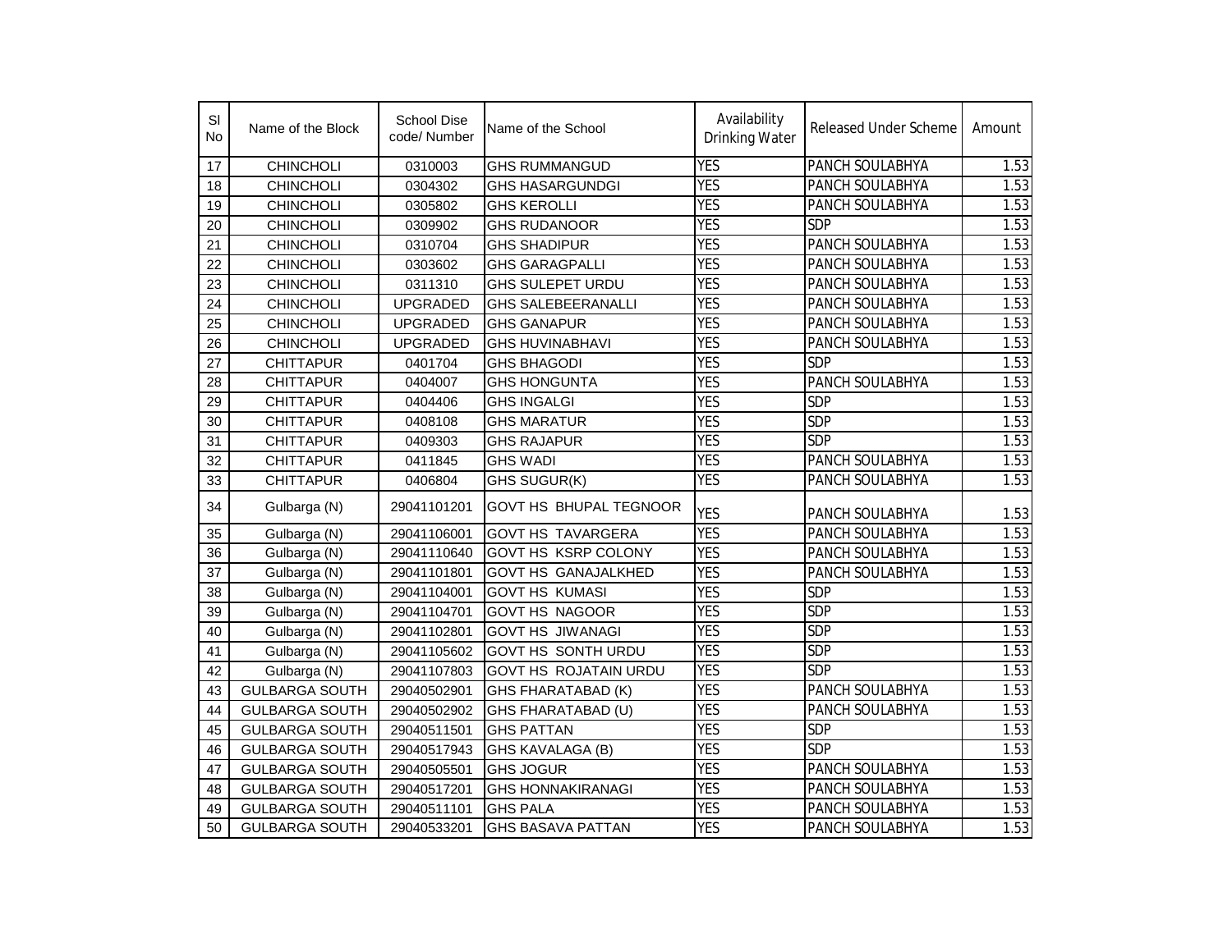| Sl No | Name of the Block | School Dise code/ Number | Name of the School | Availability Drinking Water | Released Under Scheme | Amount |
|---|---|---|---|---|---|---|
| 17 | CHINCHOLI | 0310003 | GHS RUMMANGUD | YES | PANCH SOULABHYA | 1.53 |
| 18 | CHINCHOLI | 0304302 | GHS HASARGUNDGI | YES | PANCH SOULABHYA | 1.53 |
| 19 | CHINCHOLI | 0305802 | GHS KEROLLI | YES | PANCH SOULABHYA | 1.53 |
| 20 | CHINCHOLI | 0309902 | GHS RUDANOOR | YES | SDP | 1.53 |
| 21 | CHINCHOLI | 0310704 | GHS SHADIPUR | YES | PANCH SOULABHYA | 1.53 |
| 22 | CHINCHOLI | 0303602 | GHS GARAGPALLI | YES | PANCH SOULABHYA | 1.53 |
| 23 | CHINCHOLI | 0311310 | GHS SULEPET URDU | YES | PANCH SOULABHYA | 1.53 |
| 24 | CHINCHOLI | UPGRADED | GHS SALEBEERANALLI | YES | PANCH SOULABHYA | 1.53 |
| 25 | CHINCHOLI | UPGRADED | GHS GANAPUR | YES | PANCH SOULABHYA | 1.53 |
| 26 | CHINCHOLI | UPGRADED | GHS HUVINABHAVI | YES | PANCH SOULABHYA | 1.53 |
| 27 | CHITTAPUR | 0401704 | GHS BHAGODI | YES | SDP | 1.53 |
| 28 | CHITTAPUR | 0404007 | GHS HONGUNTA | YES | PANCH SOULABHYA | 1.53 |
| 29 | CHITTAPUR | 0404406 | GHS INGALGI | YES | SDP | 1.53 |
| 30 | CHITTAPUR | 0408108 | GHS MARATUR | YES | SDP | 1.53 |
| 31 | CHITTAPUR | 0409303 | GHS RAJAPUR | YES | SDP | 1.53 |
| 32 | CHITTAPUR | 0411845 | GHS WADI | YES | PANCH SOULABHYA | 1.53 |
| 33 | CHITTAPUR | 0406804 | GHS SUGUR(K) | YES | PANCH SOULABHYA | 1.53 |
| 34 | Gulbarga (N) | 29041101201 | GOVT HS BHUPAL TEGNOOR | YES | PANCH SOULABHYA | 1.53 |
| 35 | Gulbarga (N) | 29041106001 | GOVT HS TAVARGERA | YES | PANCH SOULABHYA | 1.53 |
| 36 | Gulbarga (N) | 29041110640 | GOVT HS KSRP COLONY | YES | PANCH SOULABHYA | 1.53 |
| 37 | Gulbarga (N) | 29041101801 | GOVT HS GANAJALKHED | YES | PANCH SOULABHYA | 1.53 |
| 38 | Gulbarga (N) | 29041104001 | GOVT HS KUMASI | YES | SDP | 1.53 |
| 39 | Gulbarga (N) | 29041104701 | GOVT HS NAGOOR | YES | SDP | 1.53 |
| 40 | Gulbarga (N) | 29041102801 | GOVT HS JIWANAGI | YES | SDP | 1.53 |
| 41 | Gulbarga (N) | 29041105602 | GOVT HS SONTH URDU | YES | SDP | 1.53 |
| 42 | Gulbarga (N) | 29041107803 | GOVT HS ROJATAIN URDU | YES | SDP | 1.53 |
| 43 | GULBARGA SOUTH | 29040502901 | GHS FHARATABAD (K) | YES | PANCH SOULABHYA | 1.53 |
| 44 | GULBARGA SOUTH | 29040502902 | GHS FHARATABAD (U) | YES | PANCH SOULABHYA | 1.53 |
| 45 | GULBARGA SOUTH | 29040511501 | GHS PATTAN | YES | SDP | 1.53 |
| 46 | GULBARGA SOUTH | 29040517943 | GHS KAVALAGA (B) | YES | SDP | 1.53 |
| 47 | GULBARGA SOUTH | 29040505501 | GHS JOGUR | YES | PANCH SOULABHYA | 1.53 |
| 48 | GULBARGA SOUTH | 29040517201 | GHS HONNAKIRANAGI | YES | PANCH SOULABHYA | 1.53 |
| 49 | GULBARGA SOUTH | 29040511101 | GHS PALA | YES | PANCH SOULABHYA | 1.53 |
| 50 | GULBARGA SOUTH | 29040533201 | GHS BASAVA PATTAN | YES | PANCH SOULABHYA | 1.53 |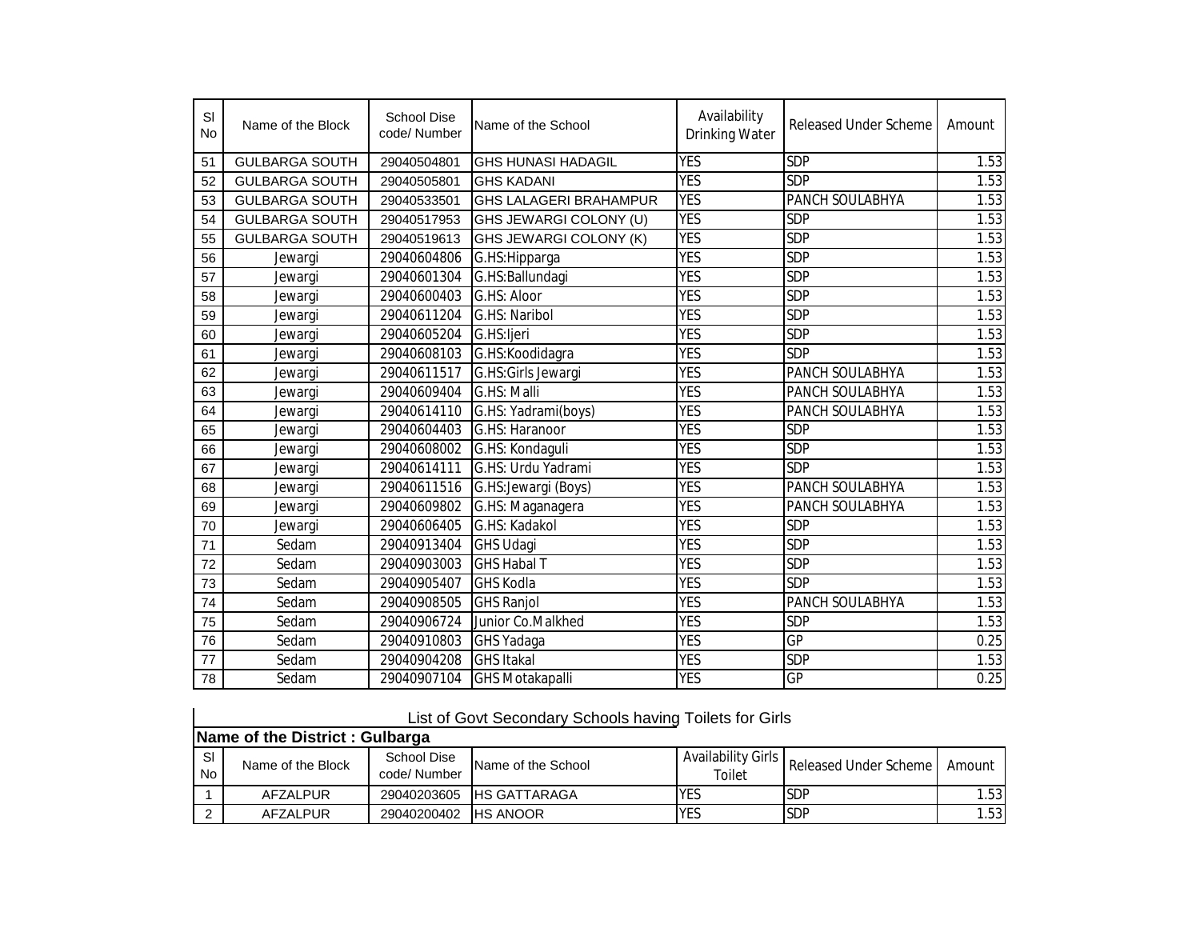| Sl No | Name of the Block | School Dise code/ Number | Name of the School | Availability Drinking Water | Released Under Scheme | Amount |
|---|---|---|---|---|---|---|
| 51 | GULBARGA SOUTH | 29040504801 | GHS HUNASI HADAGIL | YES | SDP | 1.53 |
| 52 | GULBARGA SOUTH | 29040505801 | GHS KADANI | YES | SDP | 1.53 |
| 53 | GULBARGA SOUTH | 29040533501 | GHS LALAGERI BRAHAMPUR | YES | PANCH SOULABHYA | 1.53 |
| 54 | GULBARGA SOUTH | 29040517953 | GHS JEWARGI COLONY (U) | YES | SDP | 1.53 |
| 55 | GULBARGA SOUTH | 29040519613 | GHS JEWARGI COLONY (K) | YES | SDP | 1.53 |
| 56 | Jewargi | 29040604806 | G.HS:Hipparga | YES | SDP | 1.53 |
| 57 | Jewargi | 29040601304 | G.HS:Ballundagi | YES | SDP | 1.53 |
| 58 | Jewargi | 29040600403 | G.HS: Aloor | YES | SDP | 1.53 |
| 59 | Jewargi | 29040611204 | G.HS: Naribol | YES | SDP | 1.53 |
| 60 | Jewargi | 29040605204 | G.HS:Ijeri | YES | SDP | 1.53 |
| 61 | Jewargi | 29040608103 | G.HS:Koodidagra | YES | SDP | 1.53 |
| 62 | Jewargi | 29040611517 | G.HS:Girls Jewargi | YES | PANCH SOULABHYA | 1.53 |
| 63 | Jewargi | 29040609404 | G.HS: Malli | YES | PANCH SOULABHYA | 1.53 |
| 64 | Jewargi | 29040614110 | G.HS: Yadrami(boys) | YES | PANCH SOULABHYA | 1.53 |
| 65 | Jewargi | 29040604403 | G.HS: Haranoor | YES | SDP | 1.53 |
| 66 | Jewargi | 29040608002 | G.HS: Kondaguli | YES | SDP | 1.53 |
| 67 | Jewargi | 29040614111 | G.HS: Urdu Yadrami | YES | SDP | 1.53 |
| 68 | Jewargi | 29040611516 | G.HS:Jewargi (Boys) | YES | PANCH SOULABHYA | 1.53 |
| 69 | Jewargi | 29040609802 | G.HS: Maganagera | YES | PANCH SOULABHYA | 1.53 |
| 70 | Jewargi | 29040606405 | G.HS: Kadakol | YES | SDP | 1.53 |
| 71 | Sedam | 29040913404 | GHS Udagi | YES | SDP | 1.53 |
| 72 | Sedam | 29040903003 | GHS Habal T | YES | SDP | 1.53 |
| 73 | Sedam | 29040905407 | GHS Kodla | YES | SDP | 1.53 |
| 74 | Sedam | 29040908505 | GHS Ranjol | YES | PANCH SOULABHYA | 1.53 |
| 75 | Sedam | 29040906724 | Junior Co.Malkhed | YES | SDP | 1.53 |
| 76 | Sedam | 29040910803 | GHS Yadaga | YES | GP | 0.25 |
| 77 | Sedam | 29040904208 | GHS Itakal | YES | SDP | 1.53 |
| 78 | Sedam | 29040907104 | GHS Motakapalli | YES | GP | 0.25 |

## List of Govt Secondary Schools having Toilets for Girls

**Name of the District : Gulbarga**

| Sl No | Name of the Block | School Dise code/ Number | Name of the School | Availability Girls Toilet | Released Under Scheme | Amount |
|---|---|---|---|---|---|---|
| 1 | AFZALPUR | 29040203605 | HS GATTARAGA | YES | SDP | 1.53 |
| 2 | AFZALPUR | 29040200402 | HS ANOOR | YES | SDP | 1.53 |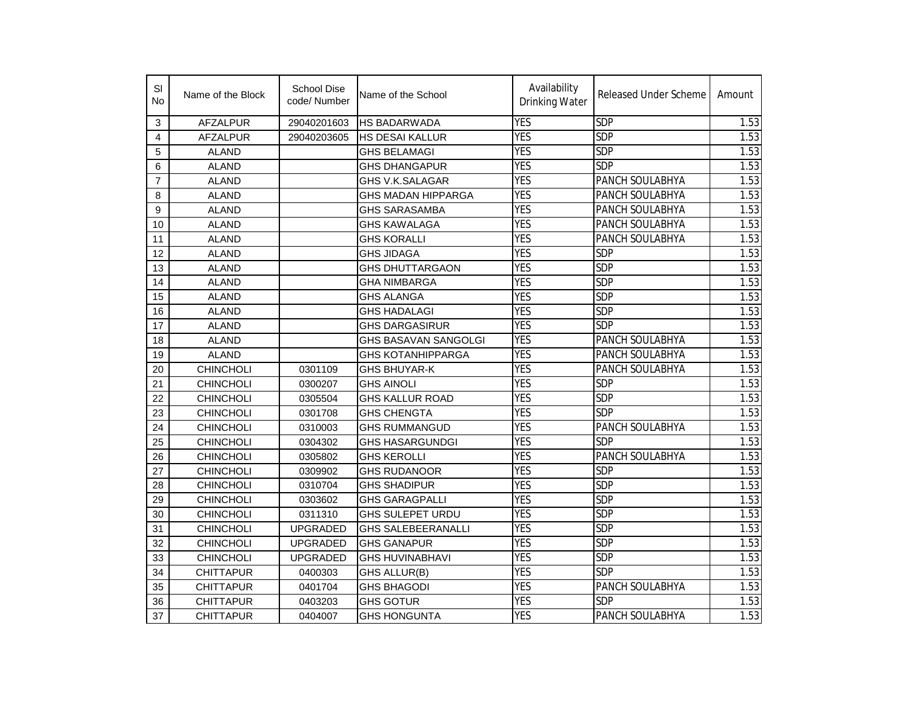| Sl No | Name of the Block | School Dise code/ Number | Name of the School | Availability Drinking Water | Released Under Scheme | Amount |
|---|---|---|---|---|---|---|
| 3 | AFZALPUR | 29040201603 | HS BADARWADA | YES | SDP | 1.53 |
| 4 | AFZALPUR | 29040203605 | HS DESAI KALLUR | YES | SDP | 1.53 |
| 5 | ALAND | | GHS BELAMAGI | YES | SDP | 1.53 |
| 6 | ALAND | | GHS DHANGAPUR | YES | SDP | 1.53 |
| 7 | ALAND | | GHS V.K.SALAGAR | YES | PANCH SOULABHYA | 1.53 |
| 8 | ALAND | | GHS MADAN HIPPARGA | YES | PANCH SOULABHYA | 1.53 |
| 9 | ALAND | | GHS SARASAMBA | YES | PANCH SOULABHYA | 1.53 |
| 10 | ALAND | | GHS KAWALAGA | YES | PANCH SOULABHYA | 1.53 |
| 11 | ALAND | | GHS KORALLI | YES | PANCH SOULABHYA | 1.53 |
| 12 | ALAND | | GHS JIDAGA | YES | SDP | 1.53 |
| 13 | ALAND | | GHS DHUTTARGAON | YES | SDP | 1.53 |
| 14 | ALAND | | GHA NIMBARGA | YES | SDP | 1.53 |
| 15 | ALAND | | GHS ALANGA | YES | SDP | 1.53 |
| 16 | ALAND | | GHS HADALAGI | YES | SDP | 1.53 |
| 17 | ALAND | | GHS DARGASIRUR | YES | SDP | 1.53 |
| 18 | ALAND | | GHS BASAVAN SANGOLGI | YES | PANCH SOULABHYA | 1.53 |
| 19 | ALAND | | GHS KOTANHIPPARGA | YES | PANCH SOULABHYA | 1.53 |
| 20 | CHINCHOLI | 0301109 | GHS BHUYAR-K | YES | PANCH SOULABHYA | 1.53 |
| 21 | CHINCHOLI | 0300207 | GHS AINOLI | YES | SDP | 1.53 |
| 22 | CHINCHOLI | 0305504 | GHS KALLUR ROAD | YES | SDP | 1.53 |
| 23 | CHINCHOLI | 0301708 | GHS CHENGTA | YES | SDP | 1.53 |
| 24 | CHINCHOLI | 0310003 | GHS RUMMANGUD | YES | PANCH SOULABHYA | 1.53 |
| 25 | CHINCHOLI | 0304302 | GHS HASARGUNDGI | YES | SDP | 1.53 |
| 26 | CHINCHOLI | 0305802 | GHS KEROLLI | YES | PANCH SOULABHYA | 1.53 |
| 27 | CHINCHOLI | 0309902 | GHS RUDANOOR | YES | SDP | 1.53 |
| 28 | CHINCHOLI | 0310704 | GHS SHADIPUR | YES | SDP | 1.53 |
| 29 | CHINCHOLI | 0303602 | GHS GARAGPALLI | YES | SDP | 1.53 |
| 30 | CHINCHOLI | 0311310 | GHS SULEPET URDU | YES | SDP | 1.53 |
| 31 | CHINCHOLI | UPGRADED | GHS SALEBEERANALLI | YES | SDP | 1.53 |
| 32 | CHINCHOLI | UPGRADED | GHS GANAPUR | YES | SDP | 1.53 |
| 33 | CHINCHOLI | UPGRADED | GHS HUVINABHAVI | YES | SDP | 1.53 |
| 34 | CHITTAPUR | 0400303 | GHS ALLUR(B) | YES | SDP | 1.53 |
| 35 | CHITTAPUR | 0401704 | GHS BHAGODI | YES | PANCH SOULABHYA | 1.53 |
| 36 | CHITTAPUR | 0403203 | GHS GOTUR | YES | SDP | 1.53 |
| 37 | CHITTAPUR | 0404007 | GHS HONGUNTA | YES | PANCH SOULABHYA | 1.53 |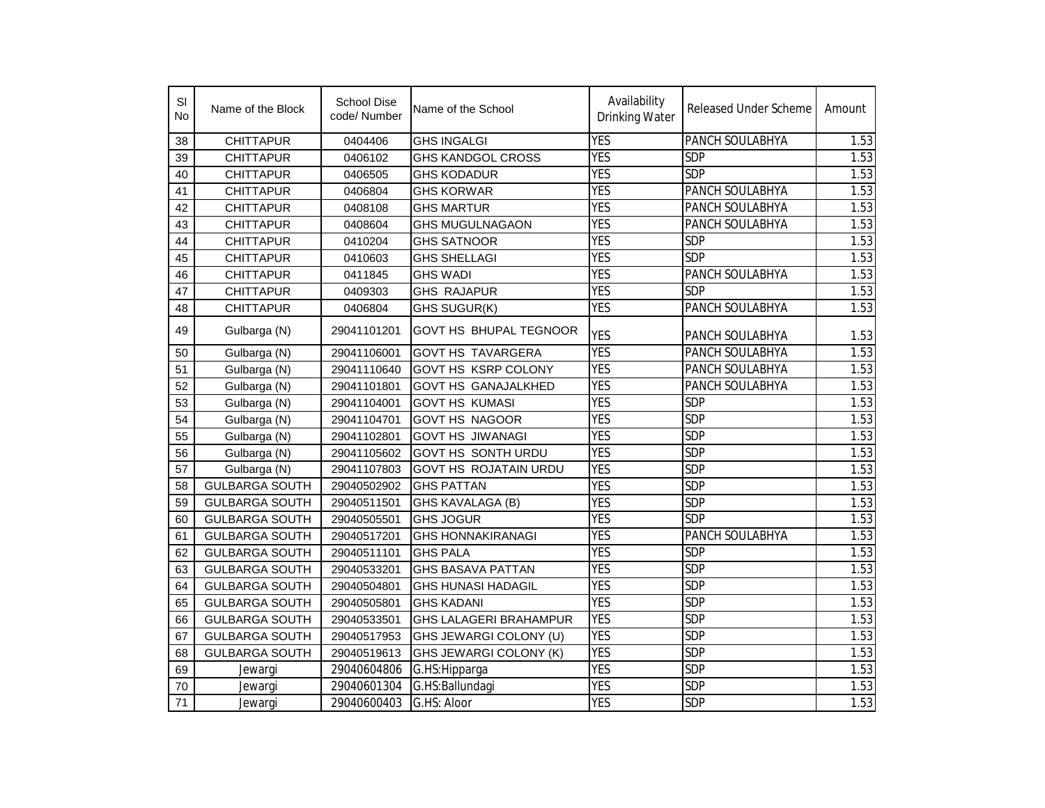| Sl No | Name of the Block | School Dise code/ Number | Name of the School | Availability Drinking Water | Released Under Scheme | Amount |
|---|---|---|---|---|---|---|
| 38 | CHITTAPUR | 0404406 | GHS INGALGI | YES | PANCH SOULABHYA | 1.53 |
| 39 | CHITTAPUR | 0406102 | GHS KANDGOL CROSS | YES | SDP | 1.53 |
| 40 | CHITTAPUR | 0406505 | GHS KODADUR | YES | SDP | 1.53 |
| 41 | CHITTAPUR | 0406804 | GHS KORWAR | YES | PANCH SOULABHYA | 1.53 |
| 42 | CHITTAPUR | 0408108 | GHS MARTUR | YES | PANCH SOULABHYA | 1.53 |
| 43 | CHITTAPUR | 0408604 | GHS MUGULNAGAON | YES | PANCH SOULABHYA | 1.53 |
| 44 | CHITTAPUR | 0410204 | GHS SATNOOR | YES | SDP | 1.53 |
| 45 | CHITTAPUR | 0410603 | GHS SHELLAGI | YES | SDP | 1.53 |
| 46 | CHITTAPUR | 0411845 | GHS WADI | YES | PANCH SOULABHYA | 1.53 |
| 47 | CHITTAPUR | 0409303 | GHS RAJAPUR | YES | SDP | 1.53 |
| 48 | CHITTAPUR | 0406804 | GHS SUGUR(K) | YES | PANCH SOULABHYA | 1.53 |
| 49 | Gulbarga (N) | 29041101201 | GOVT HS BHUPAL TEGNOOR | YES | PANCH SOULABHYA | 1.53 |
| 50 | Gulbarga (N) | 29041106001 | GOVT HS TAVARGERA | YES | PANCH SOULABHYA | 1.53 |
| 51 | Gulbarga (N) | 29041110640 | GOVT HS KSRP COLONY | YES | PANCH SOULABHYA | 1.53 |
| 52 | Gulbarga (N) | 29041101801 | GOVT HS GANAJALKHED | YES | PANCH SOULABHYA | 1.53 |
| 53 | Gulbarga (N) | 29041104001 | GOVT HS KUMASI | YES | SDP | 1.53 |
| 54 | Gulbarga (N) | 29041104701 | GOVT HS NAGOOR | YES | SDP | 1.53 |
| 55 | Gulbarga (N) | 29041102801 | GOVT HS JIWANAGI | YES | SDP | 1.53 |
| 56 | Gulbarga (N) | 29041105602 | GOVT HS SONTH URDU | YES | SDP | 1.53 |
| 57 | Gulbarga (N) | 29041107803 | GOVT HS ROJATAIN URDU | YES | SDP | 1.53 |
| 58 | GULBARGA SOUTH | 29040502902 | GHS PATTAN | YES | SDP | 1.53 |
| 59 | GULBARGA SOUTH | 29040511501 | GHS KAVALAGA (B) | YES | SDP | 1.53 |
| 60 | GULBARGA SOUTH | 29040505501 | GHS JOGUR | YES | SDP | 1.53 |
| 61 | GULBARGA SOUTH | 29040517201 | GHS HONNAKIRANAGI | YES | PANCH SOULABHYA | 1.53 |
| 62 | GULBARGA SOUTH | 29040511101 | GHS PALA | YES | SDP | 1.53 |
| 63 | GULBARGA SOUTH | 29040533201 | GHS BASAVA PATTAN | YES | SDP | 1.53 |
| 64 | GULBARGA SOUTH | 29040504801 | GHS HUNASI HADAGIL | YES | SDP | 1.53 |
| 65 | GULBARGA SOUTH | 29040505801 | GHS KADANI | YES | SDP | 1.53 |
| 66 | GULBARGA SOUTH | 29040533501 | GHS LALAGERI BRAHAMPUR | YES | SDP | 1.53 |
| 67 | GULBARGA SOUTH | 29040517953 | GHS JEWARGI COLONY (U) | YES | SDP | 1.53 |
| 68 | GULBARGA SOUTH | 29040519613 | GHS JEWARGI COLONY (K) | YES | SDP | 1.53 |
| 69 | Jewargi | 29040604806 | G.HS:Hipparga | YES | SDP | 1.53 |
| 70 | Jewargi | 29040601304 | G.HS:Ballundagi | YES | SDP | 1.53 |
| 71 | Jewargi | 29040600403 | G.HS: Aloor | YES | SDP | 1.53 |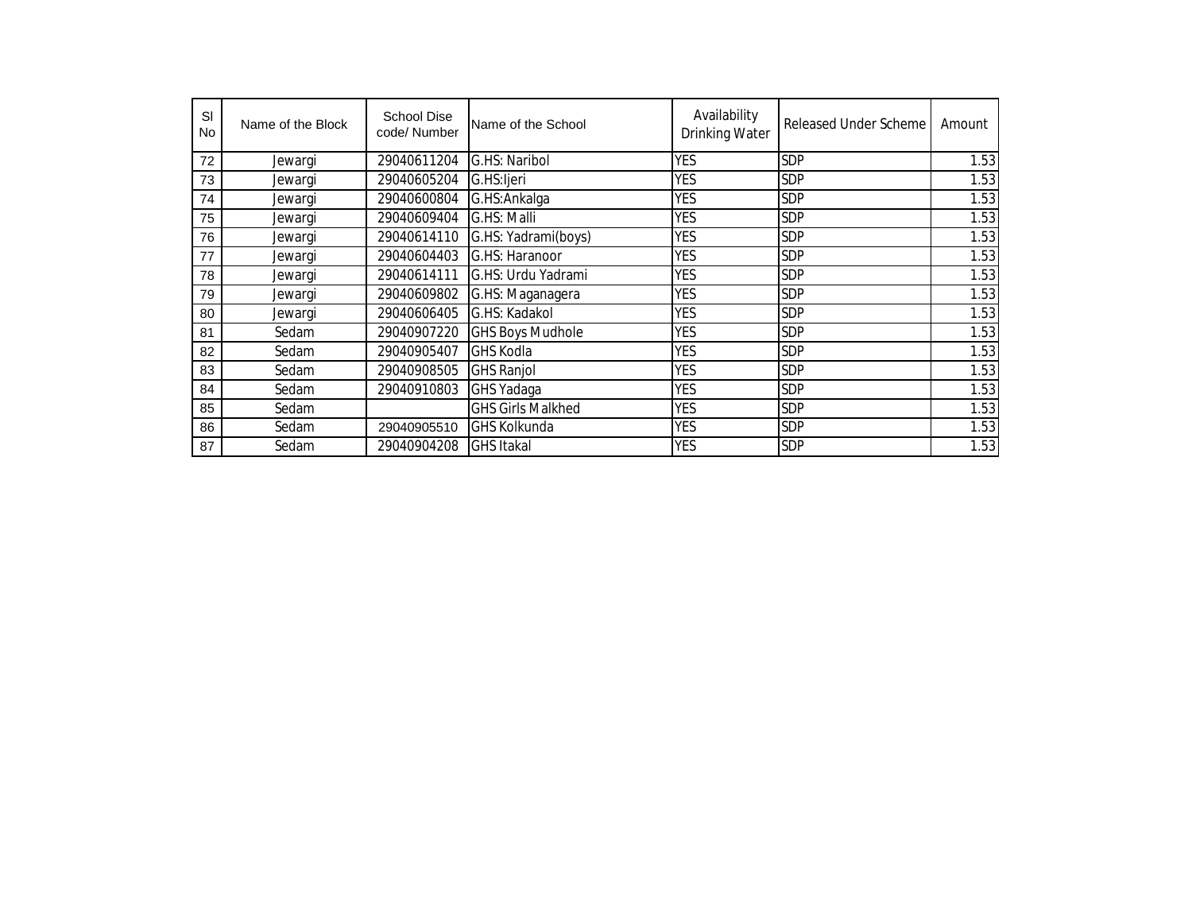| Sl No | Name of the Block | School Dise code/ Number | Name of the School | Availability Drinking Water | Released Under Scheme | Amount |
|---|---|---|---|---|---|---|
| 72 | Jewargi | 29040611204 | G.HS: Naribol | YES | SDP | 1.53 |
| 73 | Jewargi | 29040605204 | G.HS:Ijeri | YES | SDP | 1.53 |
| 74 | Jewargi | 29040600804 | G.HS:Ankalga | YES | SDP | 1.53 |
| 75 | Jewargi | 29040609404 | G.HS: Malli | YES | SDP | 1.53 |
| 76 | Jewargi | 29040614110 | G.HS: Yadrami(boys) | YES | SDP | 1.53 |
| 77 | Jewargi | 29040604403 | G.HS: Haranoor | YES | SDP | 1.53 |
| 78 | Jewargi | 29040614111 | G.HS: Urdu Yadrami | YES | SDP | 1.53 |
| 79 | Jewargi | 29040609802 | G.HS: Maganagera | YES | SDP | 1.53 |
| 80 | Jewargi | 29040606405 | G.HS: Kadakol | YES | SDP | 1.53 |
| 81 | Sedam | 29040907220 | GHS Boys Mudhole | YES | SDP | 1.53 |
| 82 | Sedam | 29040905407 | GHS Kodla | YES | SDP | 1.53 |
| 83 | Sedam | 29040908505 | GHS Ranjol | YES | SDP | 1.53 |
| 84 | Sedam | 29040910803 | GHS Yadaga | YES | SDP | 1.53 |
| 85 | Sedam | | GHS Girls Malkhed | YES | SDP | 1.53 |
| 86 | Sedam | 29040905510 | GHS Kolkunda | YES | SDP | 1.53 |
| 87 | Sedam | 29040904208 | GHS Itakal | YES | SDP | 1.53 |